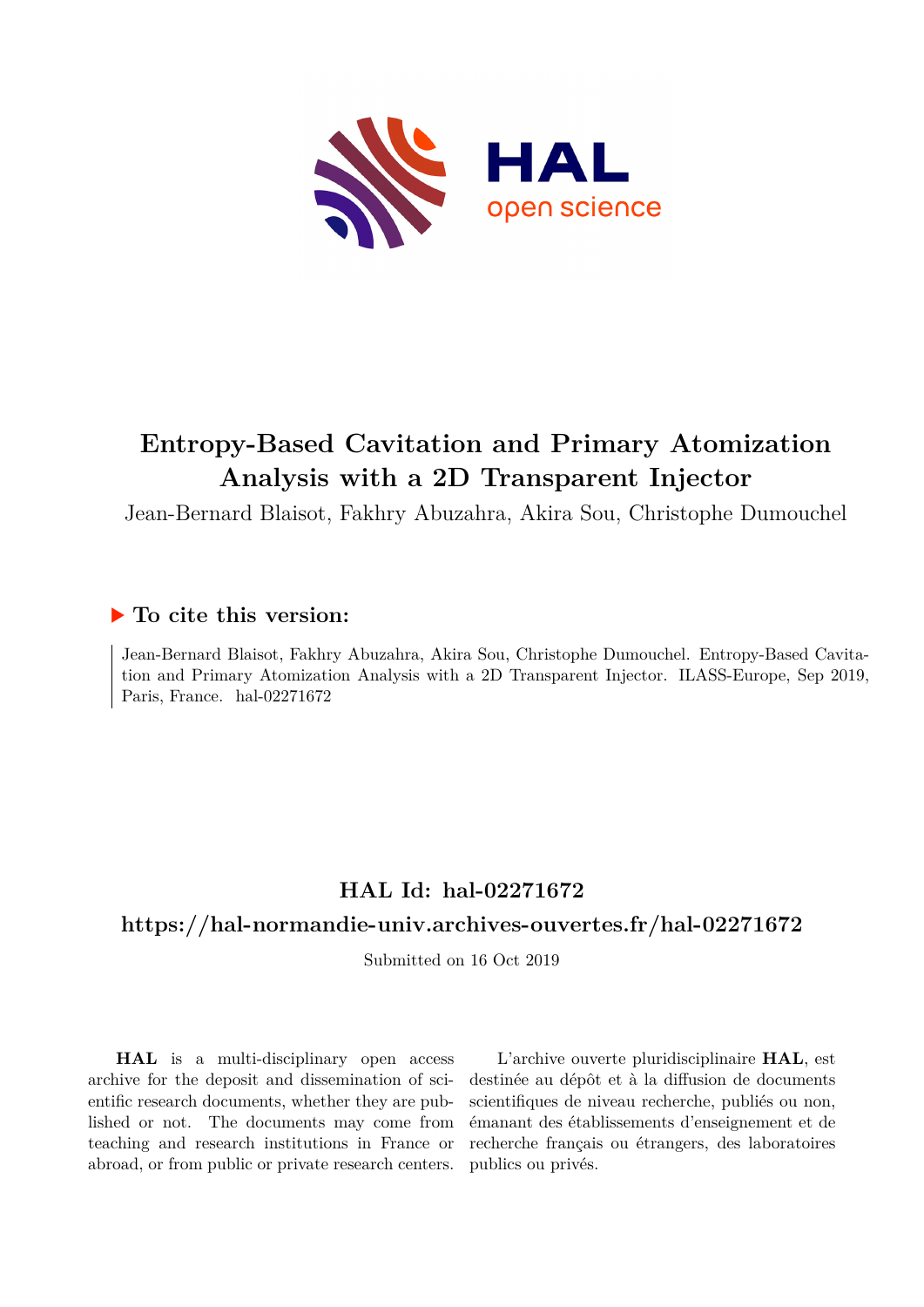# Entropy-Based Cavitation and Primary Atomization Analysis with a 2D Transparent Injector

Jean-Bernard Blaisot, Fakhry Abuzahra, Akira Sou, Christophe Dumouchel

## ▶ To cite this version:

Jean-Bernard Blaisot, Fakhry Abuzahra, Akira Sou, Christophe Dumouchel. Entropy-Based Cavitation and Primary Atomization Analysis with a 2D Transparent Injector. ILASS-Europe, Sep 2019, Paris, France. hal-02271672

## HAL Id: hal-02271672

## https://hal-normandie-univ.archives-ouvertes.fr/hal-02271672

Submitted on 16 Oct 2019

**HAL** is a multi-disciplinary open access archive for the deposit and dissemination of scientific research documents, whether they are published or not. The documents may come from teaching and research institutions in France or abroad, or from public or private research centers.

L'archive ouverte pluridisciplinaire **HAL**, est destinée au dépôt et à la diffusion de documents scientifiques de niveau recherche, publiés ou non, émanant des établissements d'enseignement et de recherche français ou étrangers, des laboratoires publics ou privés.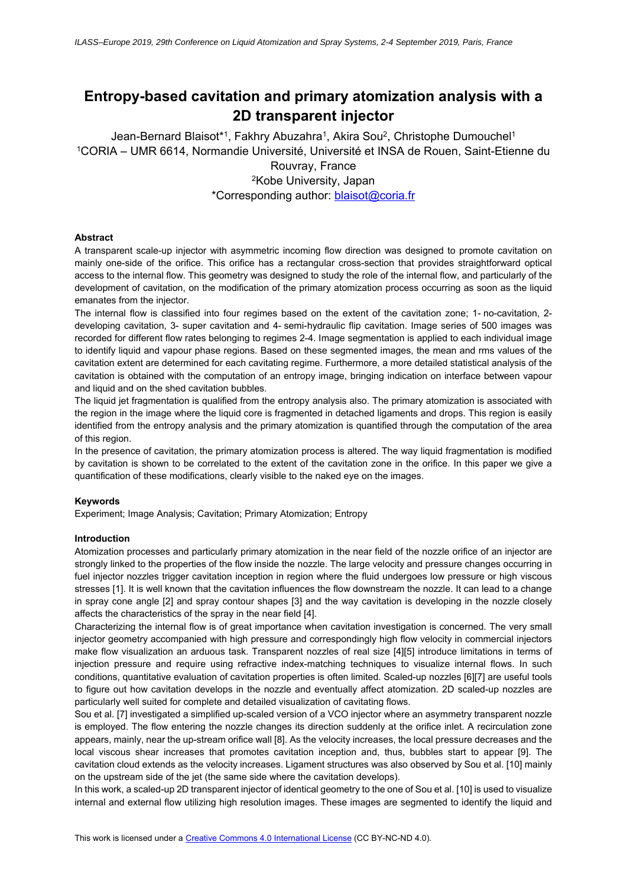# Entropy-based cavitation and primary atomization analysis with a 2D transparent injector

Jean-Bernard Blaisot*[1], Fakhry Abuzahra[1], Akira Sou[2], Christophe Dumouchel[1]
[1]CORIA – UMR 6614, Normandie Université, Université et INSA de Rouen, Saint-Etienne du Rouvray, France
[2]Kobe University, Japan
*Corresponding author: blaisot@coria.fr

### Abstract

A transparent scale-up injector with asymmetric incoming flow direction was designed to promote cavitation on mainly one-side of the orifice. This orifice has a rectangular cross-section that provides straightforward optical access to the internal flow. This geometry was designed to study the role of the internal flow, and particularly of the development of cavitation, on the modification of the primary atomization process occurring as soon as the liquid emanates from the injector.

The internal flow is classified into four regimes based on the extent of the cavitation zone; 1- no-cavitation, 2- developing cavitation, 3- super cavitation and 4- semi-hydraulic flip cavitation. Image series of 500 images was recorded for different flow rates belonging to regimes 2-4. Image segmentation is applied to each individual image to identify liquid and vapour phase regions. Based on these segmented images, the mean and rms values of the cavitation extent are determined for each cavitating regime. Furthermore, a more detailed statistical analysis of the cavitation is obtained with the computation of an entropy image, bringing indication on interface between vapour and liquid and on the shed cavitation bubbles.

The liquid jet fragmentation is qualified from the entropy analysis also. The primary atomization is associated with the region in the image where the liquid core is fragmented in detached ligaments and drops. This region is easily identified from the entropy analysis and the primary atomization is quantified through the computation of the area of this region.

In the presence of cavitation, the primary atomization process is altered. The way liquid fragmentation is modified by cavitation is shown to be correlated to the extent of the cavitation zone in the orifice. In this paper we give a quantification of these modifications, clearly visible to the naked eye on the images.

### Keywords

Experiment; Image Analysis; Cavitation; Primary Atomization; Entropy

### Introduction

Atomization processes and particularly primary atomization in the near field of the nozzle orifice of an injector are strongly linked to the properties of the flow inside the nozzle. The large velocity and pressure changes occurring in fuel injector nozzles trigger cavitation inception in region where the fluid undergoes low pressure or high viscous stresses [1]. It is well known that the cavitation influences the flow downstream the nozzle. It can lead to a change in spray cone angle [2] and spray contour shapes [3] and the way cavitation is developing in the nozzle closely affects the characteristics of the spray in the near field [4].

Characterizing the internal flow is of great importance when cavitation investigation is concerned. The very small injector geometry accompanied with high pressure and correspondingly high flow velocity in commercial injectors make flow visualization an arduous task. Transparent nozzles of real size [4][5] introduce limitations in terms of injection pressure and require using refractive index-matching techniques to visualize internal flows. In such conditions, quantitative evaluation of cavitation properties is often limited. Scaled-up nozzles [6][7] are useful tools to figure out how cavitation develops in the nozzle and eventually affect atomization. 2D scaled-up nozzles are particularly well suited for complete and detailed visualization of cavitating flows.

Sou et al. [7] investigated a simplified up-scaled version of a VCO injector where an asymmetry transparent nozzle is employed. The flow entering the nozzle changes its direction suddenly at the orifice inlet. A recirculation zone appears, mainly, near the up-stream orifice wall [8]. As the velocity increases, the local pressure decreases and the local viscous shear increases that promotes cavitation inception and, thus, bubbles start to appear [9]. The cavitation cloud extends as the velocity increases. Ligament structures was also observed by Sou et al. [10] mainly on the upstream side of the jet (the same side where the cavitation develops).

In this work, a scaled-up 2D transparent injector of identical geometry to the one of Sou et al. [10] is used to visualize internal and external flow utilizing high resolution images. These images are segmented to identify the liquid and

This work is licensed under a Creative Commons 4.0 International License (CC BY-NC-ND 4.0).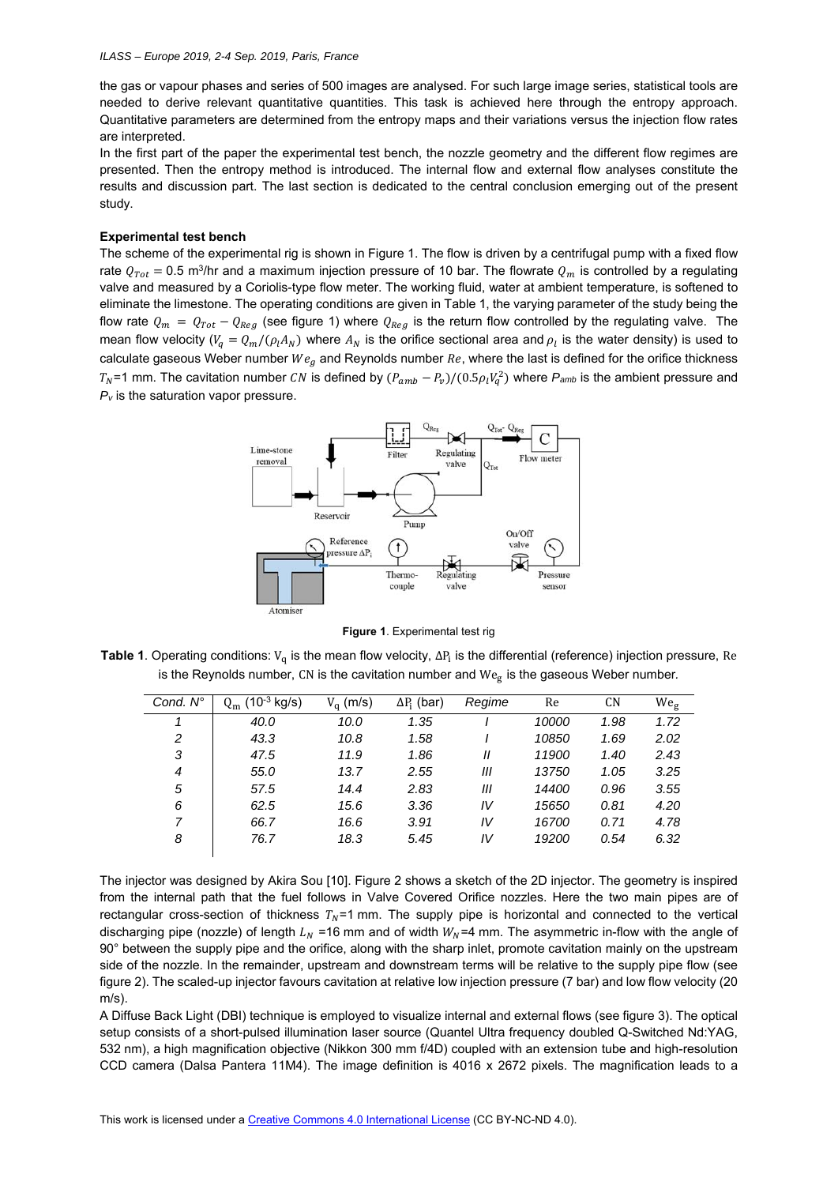the gas or vapour phases and series of 500 images are analysed. For such large image series, statistical tools are needed to derive relevant quantitative quantities. This task is achieved here through the entropy approach. Quantitative parameters are determined from the entropy maps and their variations versus the injection flow rates are interpreted.

In the first part of the paper the experimental test bench, the nozzle geometry and the different flow regimes are presented. Then the entropy method is introduced. The internal flow and external flow analyses constitute the results and discussion part. The last section is dedicated to the central conclusion emerging out of the present study.

**Experimental test bench**

The scheme of the experimental rig is shown in Figure 1. The flow is driven by a centrifugal pump with a fixed flow rate $Q_{Tot}$ = 0.5 m³/hr and a maximum injection pressure of 10 bar. The flowrate $Q_m$ is controlled by a regulating valve and measured by a Coriolis-type flow meter. The working fluid, water at ambient temperature, is softened to eliminate the limestone. The operating conditions are given in Table 1, the varying parameter of the study being the flow rate $Q_m = Q_{Tot} - Q_{Reg}$ (see figure 1) where $Q_{Reg}$ is the return flow controlled by the regulating valve. The mean flow velocity ($V_q = Q_m/(\rho_l A_N)$ where $A_N$ is the orifice sectional area and $\rho_l$ is the water density) is used to calculate gaseous Weber number $We_g$ and Reynolds number $Re$, where the last is defined for the orifice thickness $T_N$=1 mm. The cavitation number $CN$ is defined by $(P_{amb} - P_v)/(0.5\rho_l V_q^2)$ where $P_{amb}$ is the ambient pressure and $P_v$ is the saturation vapor pressure.

**Figure 1**. Experimental test rig

**Table 1**. Operating conditions: $V_q$ is the mean flow velocity, $\Delta P_i$ is the differential (reference) injection pressure, Re is the Reynolds number, CN is the cavitation number and $We_g$ is the gaseous Weber number.

| Cond. N° | $Q_m$ ($10^{-3}$ kg/s) | $V_q$ (m/s) | $\Delta P_i$ (bar) | Regime | Re | CN | $We_g$ |
|---|---|---|---|---|---|---|---|
| 1 | 40.0 | 10.0 | 1.35 | I | 10000 | 1.98 | 1.72 |
| 2 | 43.3 | 10.8 | 1.58 | I | 10850 | 1.69 | 2.02 |
| 3 | 47.5 | 11.9 | 1.86 | II | 11900 | 1.40 | 2.43 |
| 4 | 55.0 | 13.7 | 2.55 | III | 13750 | 1.05 | 3.25 |
| 5 | 57.5 | 14.4 | 2.83 | III | 14400 | 0.96 | 3.55 |
| 6 | 62.5 | 15.6 | 3.36 | IV | 15650 | 0.81 | 4.20 |
| 7 | 66.7 | 16.6 | 3.91 | IV | 16700 | 0.71 | 4.78 |
| 8 | 76.7 | 18.3 | 5.45 | IV | 19200 | 0.54 | 6.32 |

The injector was designed by Akira Sou [10]. Figure 2 shows a sketch of the 2D injector. The geometry is inspired from the internal path that the fuel follows in Valve Covered Orifice nozzles. Here the two main pipes are of rectangular cross-section of thickness $T_N$=1 mm. The supply pipe is horizontal and connected to the vertical discharging pipe (nozzle) of length $L_N$ =16 mm and of width $W_N$=4 mm. The asymmetric in-flow with the angle of 90° between the supply pipe and the orifice, along with the sharp inlet, promote cavitation mainly on the upstream side of the nozzle. In the remainder, upstream and downstream terms will be relative to the supply pipe flow (see figure 2). The scaled-up injector favours cavitation at relative low injection pressure (7 bar) and low flow velocity (20 m/s).

A Diffuse Back Light (DBI) technique is employed to visualize internal and external flows (see figure 3). The optical setup consists of a short-pulsed illumination laser source (Quantel Ultra frequency doubled Q-Switched Nd:YAG, 532 nm), a high magnification objective (Nikkon 300 mm f/4D) coupled with an extension tube and high-resolution CCD camera (Dalsa Pantera 11M4). The image definition is 4016 x 2672 pixels. The magnification leads to a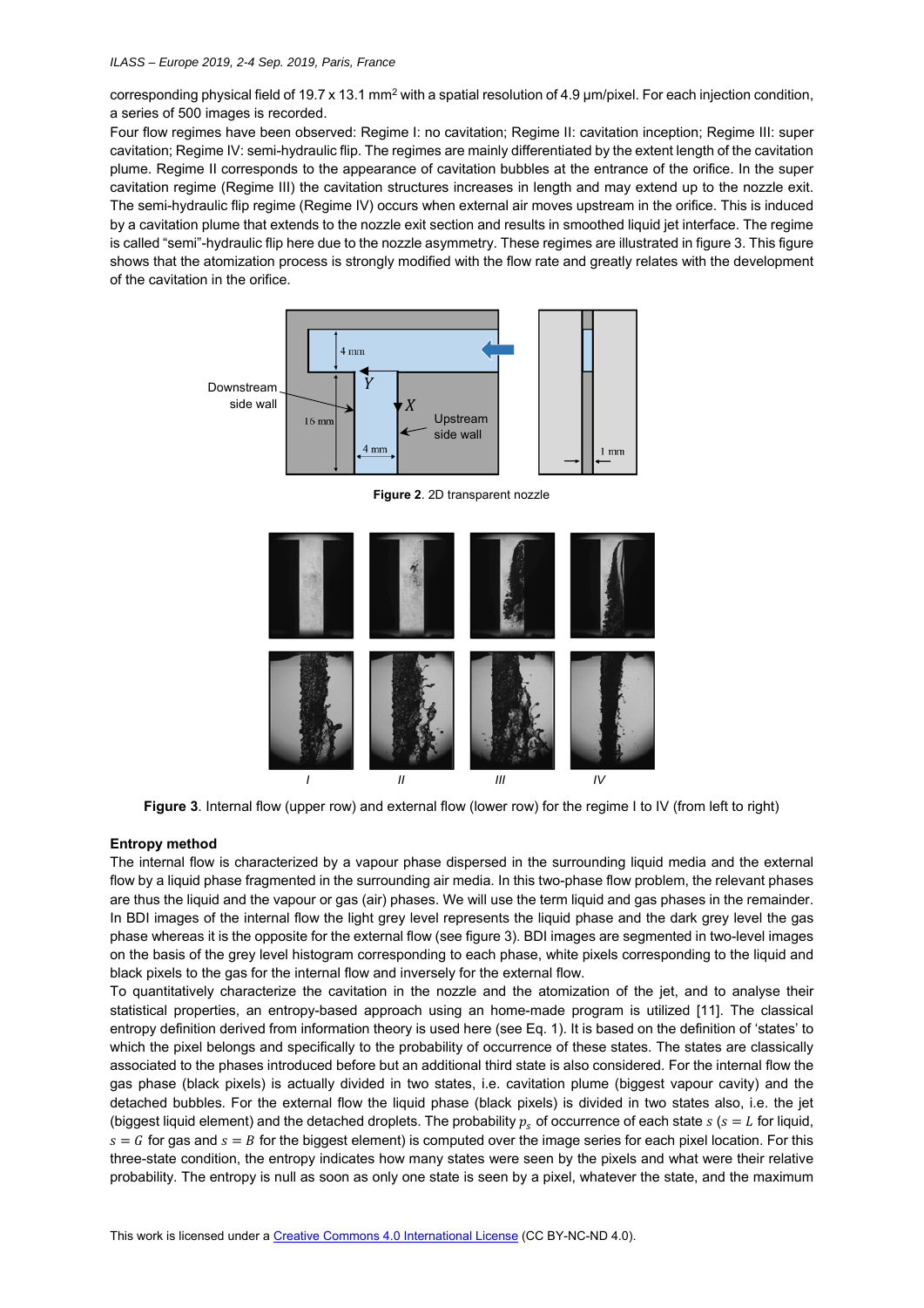corresponding physical field of 19.7 x 13.1 mm$^2$ with a spatial resolution of 4.9 µm/pixel. For each injection condition, a series of 500 images is recorded.

Four flow regimes have been observed: Regime I: no cavitation; Regime II: cavitation inception; Regime III: super cavitation; Regime IV: semi-hydraulic flip. The regimes are mainly differentiated by the extent length of the cavitation plume. Regime II corresponds to the appearance of cavitation bubbles at the entrance of the orifice. In the super cavitation regime (Regime III) the cavitation structures increases in length and may extend up to the nozzle exit. The semi-hydraulic flip regime (Regime IV) occurs when external air moves upstream in the orifice. This is induced by a cavitation plume that extends to the nozzle exit section and results in smoothed liquid jet interface. The regime is called "semi"-hydraulic flip here due to the nozzle asymmetry. These regimes are illustrated in figure 3. This figure shows that the atomization process is strongly modified with the flow rate and greatly relates with the development of the cavitation in the orifice.

**Figure 2**. 2D transparent nozzle

**Figure 3**. Internal flow (upper row) and external flow (lower row) for the regime I to IV (from left to right)

**Entropy method**

The internal flow is characterized by a vapour phase dispersed in the surrounding liquid media and the external flow by a liquid phase fragmented in the surrounding air media. In this two-phase flow problem, the relevant phases are thus the liquid and the vapour or gas (air) phases. We will use the term liquid and gas phases in the remainder. In BDI images of the internal flow the light grey level represents the liquid phase and the dark grey level the gas phase whereas it is the opposite for the external flow (see figure 3). BDI images are segmented in two-level images on the basis of the grey level histogram corresponding to each phase, white pixels corresponding to the liquid and black pixels to the gas for the internal flow and inversely for the external flow.

To quantitatively characterize the cavitation in the nozzle and the atomization of the jet, and to analyse their statistical properties, an entropy-based approach using an home-made program is utilized [11]. The classical entropy definition derived from information theory is used here (see Eq. 1). It is based on the definition of 'states' to which the pixel belongs and specifically to the probability of occurrence of these states. The states are classically associated to the phases introduced before but an additional third state is also considered. For the internal flow the gas phase (black pixels) is actually divided in two states, i.e. cavitation plume (biggest vapour cavity) and the detached bubbles. For the external flow the liquid phase (black pixels) is divided in two states also, i.e. the jet (biggest liquid element) and the detached droplets. The probability $p_s$ of occurrence of each state $s$ ($s = L$ for liquid, $s = G$ for gas and $s = B$ for the biggest element) is computed over the image series for each pixel location. For this three-state condition, the entropy indicates how many states were seen by the pixels and what were their relative probability. The entropy is null as soon as only one state is seen by a pixel, whatever the state, and the maximum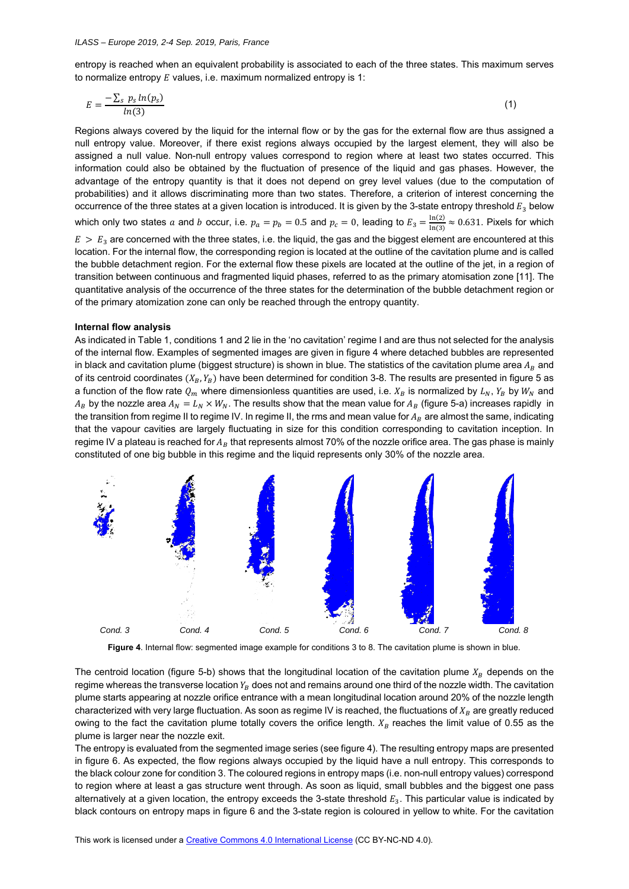entropy is reached when an equivalent probability is associated to each of the three states. This maximum serves to normalize entropy $E$ values, i.e. maximum normalized entropy is 1:

$$E = \frac{-\sum_s p_s \, ln(p_s)}{ln(3)} \tag{1}$$

Regions always covered by the liquid for the internal flow or by the gas for the external flow are thus assigned a null entropy value. Moreover, if there exist regions always occupied by the largest element, they will also be assigned a null value. Non-null entropy values correspond to region where at least two states occurred. This information could also be obtained by the fluctuation of presence of the liquid and gas phases. However, the advantage of the entropy quantity is that it does not depend on grey level values (due to the computation of probabilities) and it allows discriminating more than two states. Therefore, a criterion of interest concerning the occurrence of the three states at a given location is introduced. It is given by the 3-state entropy threshold $E_3$ below which only two states $a$ and $b$ occur, i.e. $p_a = p_b = 0.5$ and $p_c = 0$, leading to $E_3 = \frac{\ln(2)}{\ln(3)} \approx 0.631$. Pixels for which $E > E_3$ are concerned with the three states, i.e. the liquid, the gas and the biggest element are encountered at this location. For the internal flow, the corresponding region is located at the outline of the cavitation plume and is called the bubble detachment region. For the external flow these pixels are located at the outline of the jet, in a region of transition between continuous and fragmented liquid phases, referred to as the primary atomisation zone [11]. The quantitative analysis of the occurrence of the three states for the determination of the bubble detachment region or of the primary atomization zone can only be reached through the entropy quantity.

**Internal flow analysis**

As indicated in Table 1, conditions 1 and 2 lie in the 'no cavitation' regime I and are thus not selected for the analysis of the internal flow. Examples of segmented images are given in figure 4 where detached bubbles are represented in black and cavitation plume (biggest structure) is shown in blue. The statistics of the cavitation plume area $A_B$ and of its centroid coordinates $(X_B, Y_B)$ have been determined for condition 3-8. The results are presented in figure 5 as a function of the flow rate $Q_m$ where dimensionless quantities are used, i.e. $X_B$ is normalized by $L_N$, $Y_B$ by $W_N$ and $A_B$ by the nozzle area $A_N = L_N \times W_N$. The results show that the mean value for $A_B$ (figure 5-a) increases rapidly in the transition from regime II to regime IV. In regime II, the rms and mean value for $A_B$ are almost the same, indicating that the vapour cavities are largely fluctuating in size for this condition corresponding to cavitation inception. In regime IV a plateau is reached for $A_B$ that represents almost 70% of the nozzle orifice area. The gas phase is mainly constituted of one big bubble in this regime and the liquid represents only 30% of the nozzle area.

Cond. 3 Cond. 4 Cond. 5 Cond. 6 Cond. 7 Cond. 8

**Figure 4**. Internal flow: segmented image example for conditions 3 to 8. The cavitation plume is shown in blue.

The centroid location (figure 5-b) shows that the longitudinal location of the cavitation plume $X_B$ depends on the regime whereas the transverse location $Y_B$ does not and remains around one third of the nozzle width. The cavitation plume starts appearing at nozzle orifice entrance with a mean longitudinal location around 20% of the nozzle length characterized with very large fluctuation. As soon as regime IV is reached, the fluctuations of $X_B$ are greatly reduced owing to the fact the cavitation plume totally covers the orifice length. $X_B$ reaches the limit value of 0.55 as the plume is larger near the nozzle exit.

The entropy is evaluated from the segmented image series (see figure 4). The resulting entropy maps are presented in figure 6. As expected, the flow regions always occupied by the liquid have a null entropy. This corresponds to the black colour zone for condition 3. The coloured regions in entropy maps (i.e. non-null entropy values) correspond to region where at least a gas structure went through. As soon as liquid, small bubbles and the biggest one pass alternatively at a given location, the entropy exceeds the 3-state threshold $E_3$. This particular value is indicated by black contours on entropy maps in figure 6 and the 3-state region is coloured in yellow to white. For the cavitation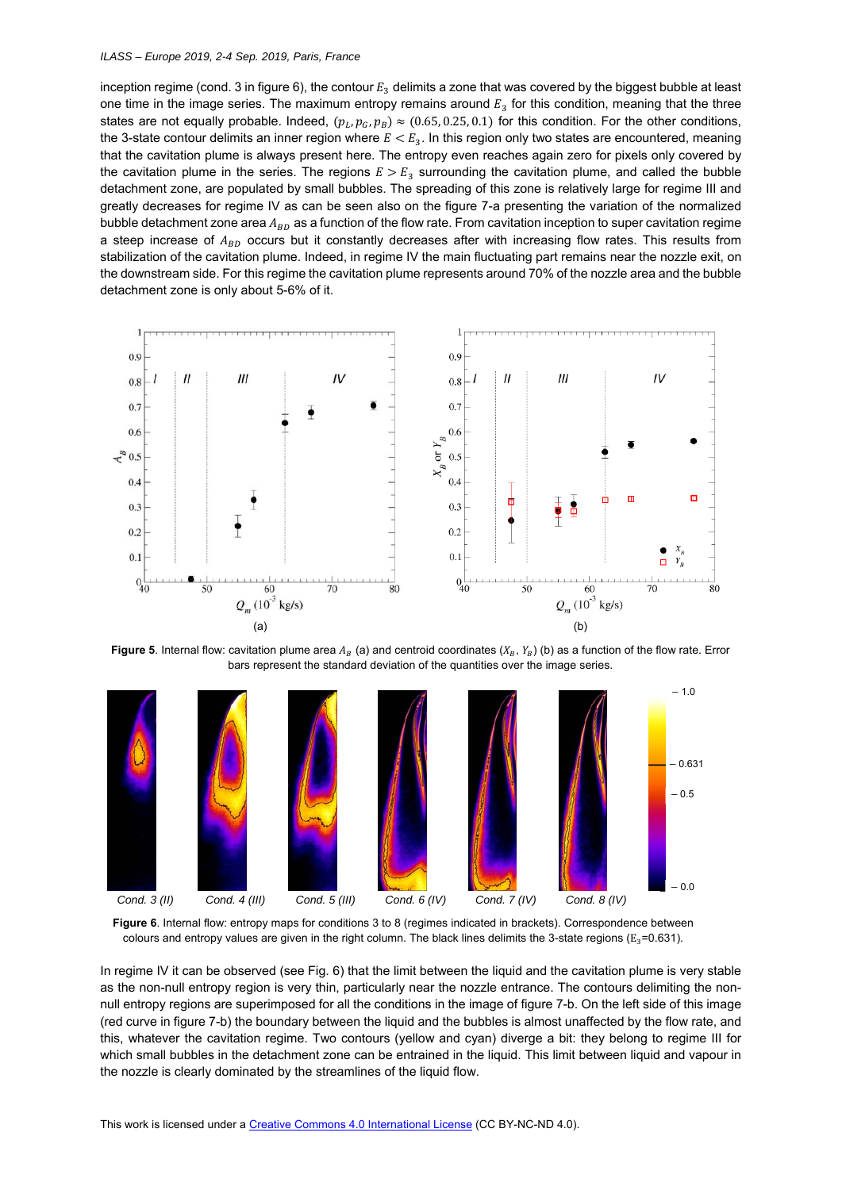inception regime (cond. 3 in figure 6), the contour $E_3$ delimits a zone that was covered by the biggest bubble at least one time in the image series. The maximum entropy remains around $E_3$ for this condition, meaning that the three states are not equally probable. Indeed, $(p_L, p_G, p_B) \approx (0.65, 0.25, 0.1)$ for this condition. For the other conditions, the 3-state contour delimits an inner region where $E < E_3$. In this region only two states are encountered, meaning that the cavitation plume is always present here. The entropy even reaches again zero for pixels only covered by the cavitation plume in the series. The regions $E > E_3$ surrounding the cavitation plume, and called the bubble detachment zone, are populated by small bubbles. The spreading of this zone is relatively large for regime III and greatly decreases for regime IV as can be seen also on the figure 7-a presenting the variation of the normalized bubble detachment zone area $A_{BD}$ as a function of the flow rate. From cavitation inception to super cavitation regime a steep increase of $A_{BD}$ occurs but it constantly decreases after with increasing flow rates. This results from stabilization of the cavitation plume. Indeed, in regime IV the main fluctuating part remains near the nozzle exit, on the downstream side. For this regime the cavitation plume represents around 70% of the nozzle area and the bubble detachment zone is only about 5-6% of it.

**Figure 5**. Internal flow: cavitation plume area $A_B$ (a) and centroid coordinates $(X_B, Y_B)$ (b) as a function of the flow rate. Error bars represent the standard deviation of the quantities over the image series.

**Figure 6**. Internal flow: entropy maps for conditions 3 to 8 (regimes indicated in brackets). Correspondence between colours and entropy values are given in the right column. The black lines delimits the 3-state regions ($E_3$=0.631).

In regime IV it can be observed (see Fig. 6) that the limit between the liquid and the cavitation plume is very stable as the non-null entropy region is very thin, particularly near the nozzle entrance. The contours delimiting the non-null entropy regions are superimposed for all the conditions in the image of figure 7-b. On the left side of this image (red curve in figure 7-b) the boundary between the liquid and the bubbles is almost unaffected by the flow rate, and this, whatever the cavitation regime. Two contours (yellow and cyan) diverge a bit: they belong to regime III for which small bubbles in the detachment zone can be entrained in the liquid. This limit between liquid and vapour in the nozzle is clearly dominated by the streamlines of the liquid flow.

This work is licensed under a Creative Commons 4.0 International License (CC BY-NC-ND 4.0).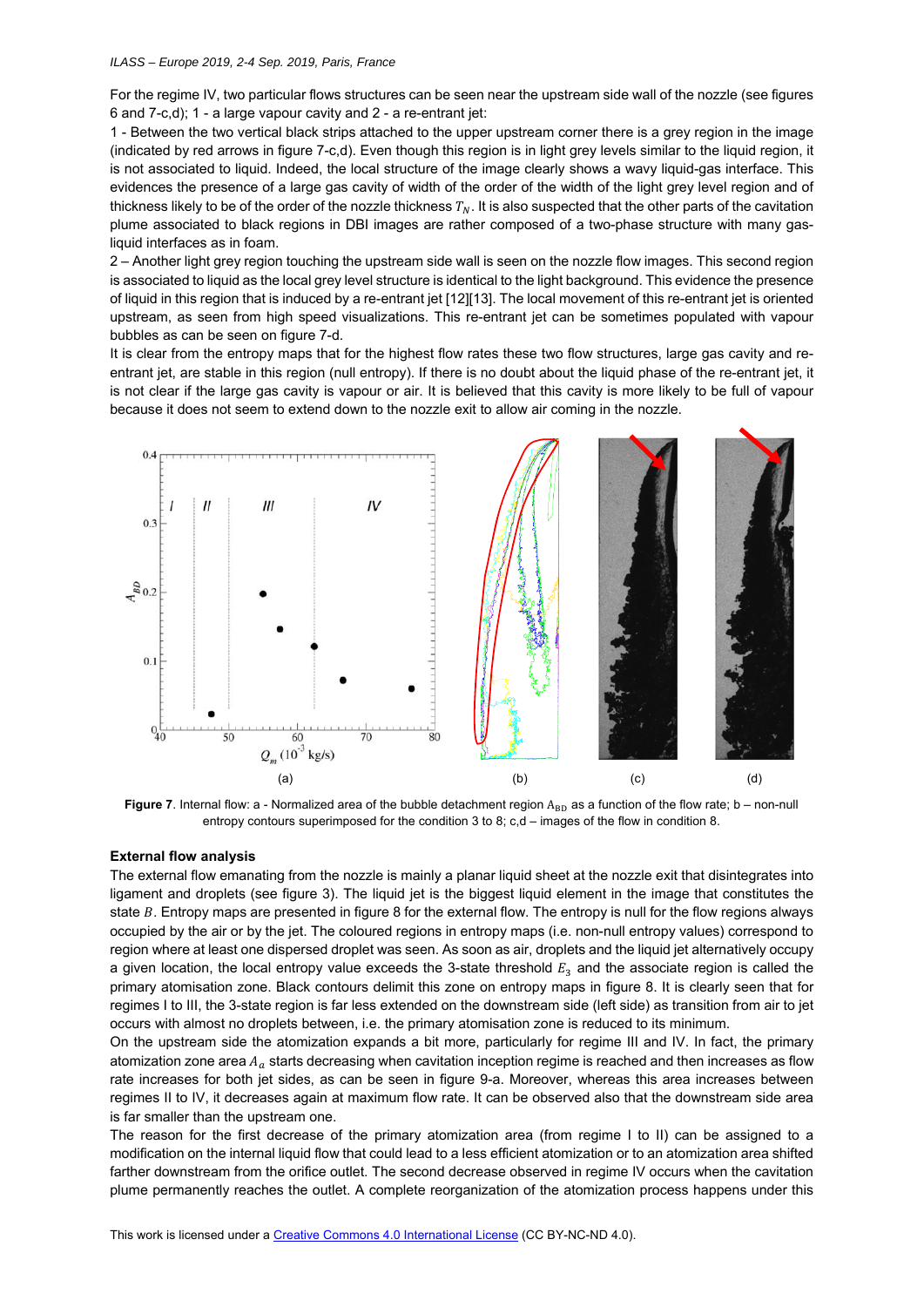For the regime IV, two particular flows structures can be seen near the upstream side wall of the nozzle (see figures 6 and 7-c,d); 1 - a large vapour cavity and 2 - a re-entrant jet:

1 - Between the two vertical black strips attached to the upper upstream corner there is a grey region in the image (indicated by red arrows in figure 7-c,d). Even though this region is in light grey levels similar to the liquid region, it is not associated to liquid. Indeed, the local structure of the image clearly shows a wavy liquid-gas interface. This evidences the presence of a large gas cavity of width of the order of the width of the light grey level region and of thickness likely to be of the order of the nozzle thickness $T_N$. It is also suspected that the other parts of the cavitation plume associated to black regions in DBI images are rather composed of a two-phase structure with many gas-liquid interfaces as in foam.

2 – Another light grey region touching the upstream side wall is seen on the nozzle flow images. This second region is associated to liquid as the local grey level structure is identical to the light background. This evidence the presence of liquid in this region that is induced by a re-entrant jet [12][13]. The local movement of this re-entrant jet is oriented upstream, as seen from high speed visualizations. This re-entrant jet can be sometimes populated with vapour bubbles as can be seen on figure 7-d.

It is clear from the entropy maps that for the highest flow rates these two flow structures, large gas cavity and re-entrant jet, are stable in this region (null entropy). If there is no doubt about the liquid phase of the re-entrant jet, it is not clear if the large gas cavity is vapour or air. It is believed that this cavity is more likely to be full of vapour because it does not seem to extend down to the nozzle exit to allow air coming in the nozzle.

**Figure 7**. Internal flow: a - Normalized area of the bubble detachment region $A_{BD}$ as a function of the flow rate; b – non-null entropy contours superimposed for the condition 3 to 8; c,d – images of the flow in condition 8.

**External flow analysis**

The external flow emanating from the nozzle is mainly a planar liquid sheet at the nozzle exit that disintegrates into ligament and droplets (see figure 3). The liquid jet is the biggest liquid element in the image that constitutes the state $B$. Entropy maps are presented in figure 8 for the external flow. The entropy is null for the flow regions always occupied by the air or by the jet. The coloured regions in entropy maps (i.e. non-null entropy values) correspond to region where at least one dispersed droplet was seen. As soon as air, droplets and the liquid jet alternatively occupy a given location, the local entropy value exceeds the 3-state threshold $E_3$ and the associate region is called the primary atomisation zone. Black contours delimit this zone on entropy maps in figure 8. It is clearly seen that for regimes I to III, the 3-state region is far less extended on the downstream side (left side) as transition from air to jet occurs with almost no droplets between, i.e. the primary atomisation zone is reduced to its minimum.

On the upstream side the atomization expands a bit more, particularly for regime III and IV. In fact, the primary atomization zone area $A_a$ starts decreasing when cavitation inception regime is reached and then increases as flow rate increases for both jet sides, as can be seen in figure 9-a. Moreover, whereas this area increases between regimes II to IV, it decreases again at maximum flow rate. It can be observed also that the downstream side area is far smaller than the upstream one.

The reason for the first decrease of the primary atomization area (from regime I to II) can be assigned to a modification on the internal liquid flow that could lead to a less efficient atomization or to an atomization area shifted farther downstream from the orifice outlet. The second decrease observed in regime IV occurs when the cavitation plume permanently reaches the outlet. A complete reorganization of the atomization process happens under this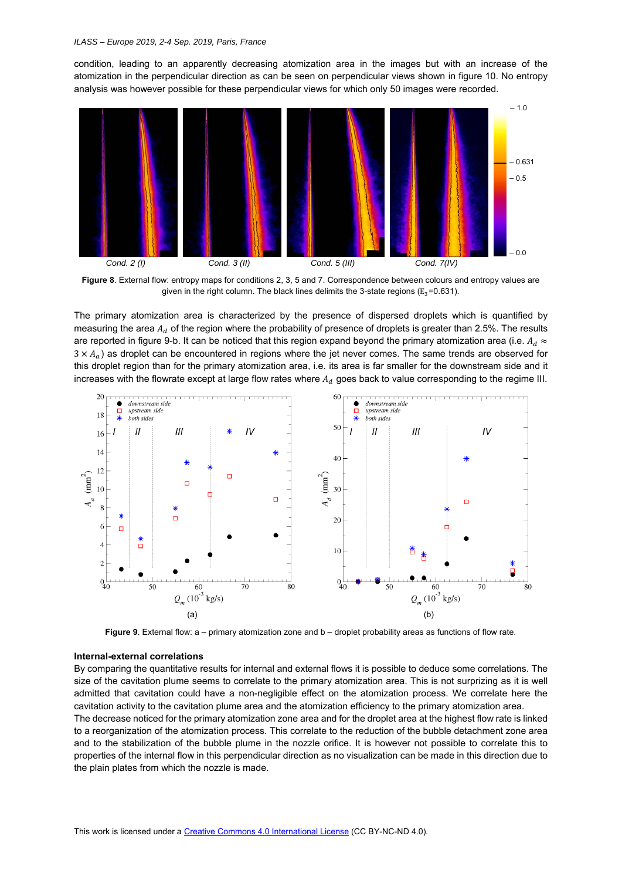condition, leading to an apparently decreasing atomization area in the images but with an increase of the atomization in the perpendicular direction as can be seen on perpendicular views shown in figure 10. No entropy analysis was however possible for these perpendicular views for which only 50 images were recorded.

**Figure 8**. External flow: entropy maps for conditions 2, 3, 5 and 7. Correspondence between colours and entropy values are given in the right column. The black lines delimits the 3-state regions ($E_3$=0.631).

The primary atomization area is characterized by the presence of dispersed droplets which is quantified by measuring the area $A_d$ of the region where the probability of presence of droplets is greater than 2.5%. The results are reported in figure 9-b. It can be noticed that this region expand beyond the primary atomization area (i.e. $A_d \approx 3 \times A_a$) as droplet can be encountered in regions where the jet never comes. The same trends are observed for this droplet region than for the primary atomization area, i.e. its area is far smaller for the downstream side and it increases with the flowrate except at large flow rates where $A_d$ goes back to value corresponding to the regime III.

**Figure 9**. External flow: a – primary atomization zone and b – droplet probability areas as functions of flow rate.

### Internal-external correlations

By comparing the quantitative results for internal and external flows it is possible to deduce some correlations. The size of the cavitation plume seems to correlate to the primary atomization area. This is not surprizing as it is well admitted that cavitation could have a non-negligible effect on the atomization process. We correlate here the cavitation activity to the cavitation plume area and the atomization efficiency to the primary atomization area.

The decrease noticed for the primary atomization zone area and for the droplet area at the highest flow rate is linked to a reorganization of the atomization process. This correlate to the reduction of the bubble detachment zone area and to the stabilization of the bubble plume in the nozzle orifice. It is however not possible to correlate this to properties of the internal flow in this perpendicular direction as no visualization can be made in this direction due to the plain plates from which the nozzle is made.

This work is licensed under a Creative Commons 4.0 International License (CC BY-NC-ND 4.0).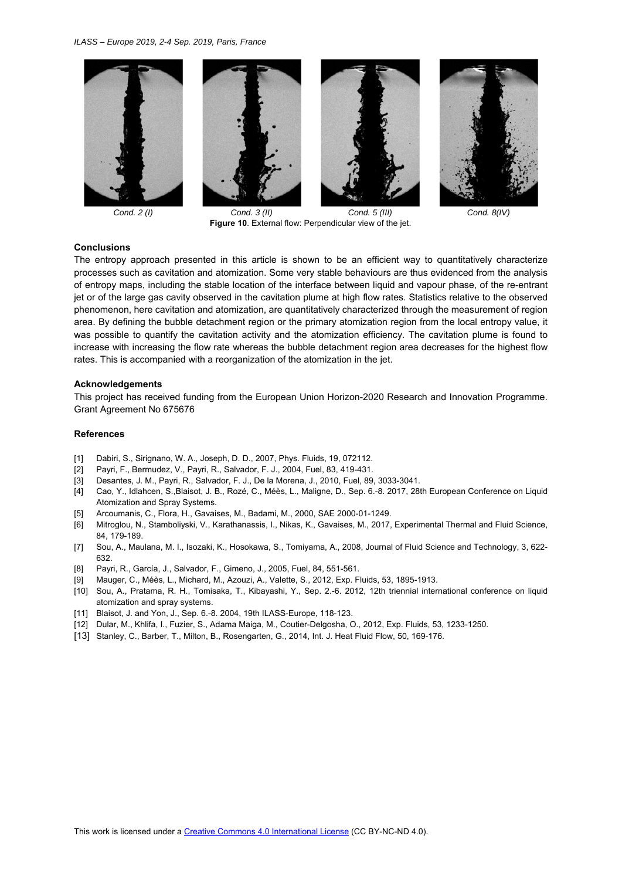Cond. 2 (I)

Cond. 3 (II)

Cond. 5 (III)

Cond. 8(IV)

**Figure 10**. External flow: Perpendicular view of the jet.

## Conclusions

The entropy approach presented in this article is shown to be an efficient way to quantitatively characterize processes such as cavitation and atomization. Some very stable behaviours are thus evidenced from the analysis of entropy maps, including the stable location of the interface between liquid and vapour phase, of the re-entrant jet or of the large gas cavity observed in the cavitation plume at high flow rates. Statistics relative to the observed phenomenon, here cavitation and atomization, are quantitatively characterized through the measurement of region area. By defining the bubble detachment region or the primary atomization region from the local entropy value, it was possible to quantify the cavitation activity and the atomization efficiency. The cavitation plume is found to increase with increasing the flow rate whereas the bubble detachment region area decreases for the highest flow rates. This is accompanied with a reorganization of the atomization in the jet.

## Acknowledgements

This project has received funding from the European Union Horizon-2020 Research and Innovation Programme. Grant Agreement No 675676

## References

[1] Dabiri, S., Sirignano, W. A., Joseph, D. D., 2007, Phys. Fluids, 19, 072112.
[2] Payri, F., Bermudez, V., Payri, R., Salvador, F. J., 2004, Fuel, 83, 419-431.
[3] Desantes, J. M., Payri, R., Salvador, F. J., De la Morena, J., 2010, Fuel, 89, 3033-3041.
[4] Cao, Y., Idlahcen, S.,Blaisot, J. B., Rozé, C., Méès, L., Maligne, D., Sep. 6.-8. 2017, 28th European Conference on Liquid Atomization and Spray Systems.
[5] Arcoumanis, C., Flora, H., Gavaises, M., Badami, M., 2000, SAE 2000-01-1249.
[6] Mitroglou, N., Stamboliyski, V., Karathanassis, I., Nikas, K., Gavaises, M., 2017, Experimental Thermal and Fluid Science, 84, 179-189.
[7] Sou, A., Maulana, M. I., Isozaki, K., Hosokawa, S., Tomiyama, A., 2008, Journal of Fluid Science and Technology, 3, 622-632.
[8] Payri, R., García, J., Salvador, F., Gimeno, J., 2005, Fuel, 84, 551-561.
[9] Mauger, C., Méès, L., Michard, M., Azouzi, A., Valette, S., 2012, Exp. Fluids, 53, 1895-1913.
[10] Sou, A., Pratama, R. H., Tomisaka, T., Kibayashi, Y., Sep. 2.-6. 2012, 12th triennial international conference on liquid atomization and spray systems.
[11] Blaisot, J. and Yon, J., Sep. 6.-8. 2004, 19th ILASS-Europe, 118-123.
[12] Dular, M., Khlifa, I., Fuzier, S., Adama Maiga, M., Coutier-Delgosha, O., 2012, Exp. Fluids, 53, 1233-1250.
[13] Stanley, C., Barber, T., Milton, B., Rosengarten, G., 2014, Int. J. Heat Fluid Flow, 50, 169-176.

This work is licensed under a Creative Commons 4.0 International License (CC BY-NC-ND 4.0).